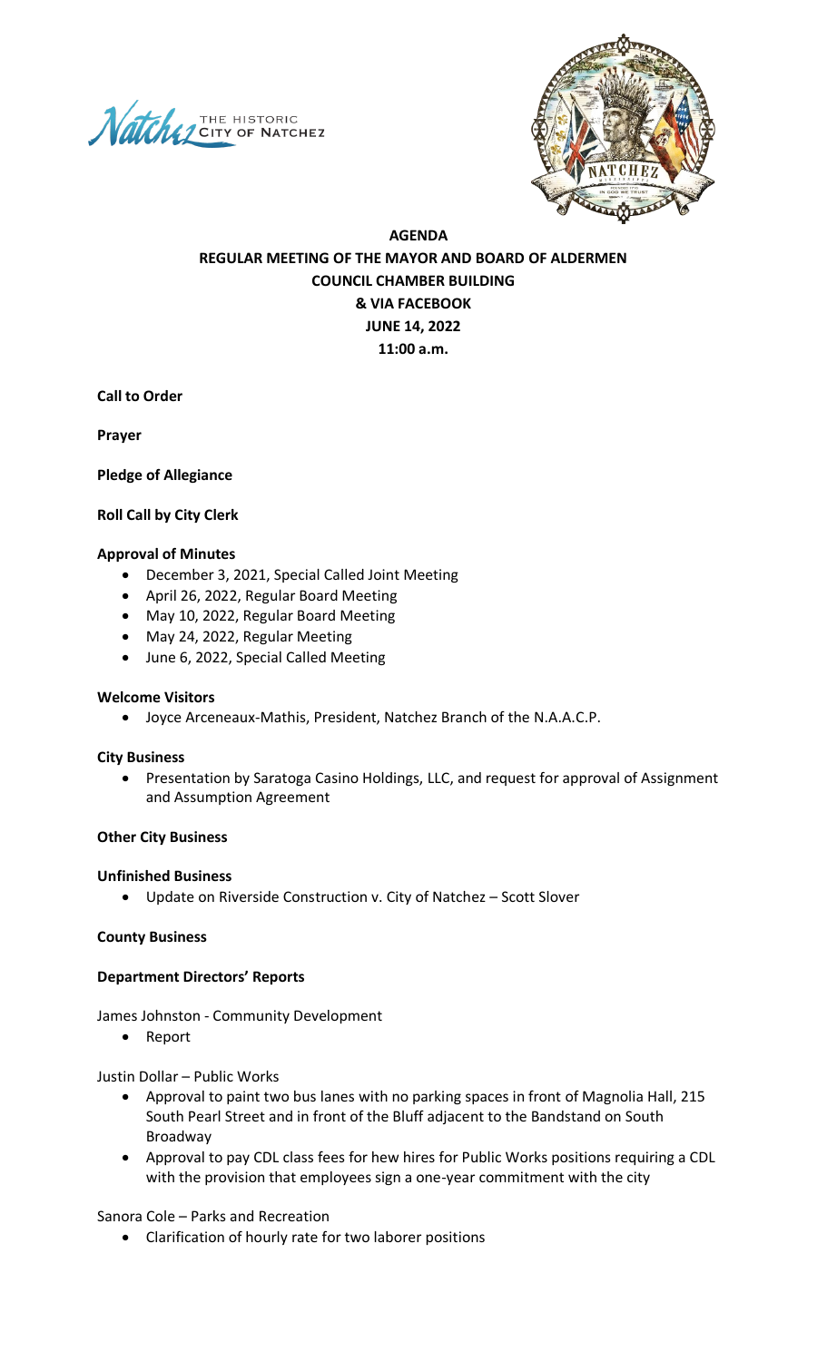THE HISTORIC CITY OF NATCHEZ

**AGENDA**
**REGULAR MEETING OF THE MAYOR AND BOARD OF ALDERMEN**
**COUNCIL CHAMBER BUILDING**
**& VIA FACEBOOK**
**JUNE 14, 2022**
**11:00 a.m.**

**Call to Order**

**Prayer**

**Pledge of Allegiance**

**Roll Call by City Clerk**

**Approval of Minutes**

- December 3, 2021, Special Called Joint Meeting
- April 26, 2022, Regular Board Meeting
- May 10, 2022, Regular Board Meeting
- May 24, 2022, Regular Meeting
- June 6, 2022, Special Called Meeting

**Welcome Visitors**

- Joyce Arceneaux-Mathis, President, Natchez Branch of the N.A.A.C.P.

**City Business**

- Presentation by Saratoga Casino Holdings, LLC, and request for approval of Assignment and Assumption Agreement

**Other City Business**

**Unfinished Business**

- Update on Riverside Construction v. City of Natchez – Scott Slover

**County Business**

**Department Directors' Reports**

James Johnston - Community Development

- Report

Justin Dollar – Public Works

- Approval to paint two bus lanes with no parking spaces in front of Magnolia Hall, 215 South Pearl Street and in front of the Bluff adjacent to the Bandstand on South Broadway
- Approval to pay CDL class fees for hew hires for Public Works positions requiring a CDL with the provision that employees sign a one-year commitment with the city

Sanora Cole – Parks and Recreation

- Clarification of hourly rate for two laborer positions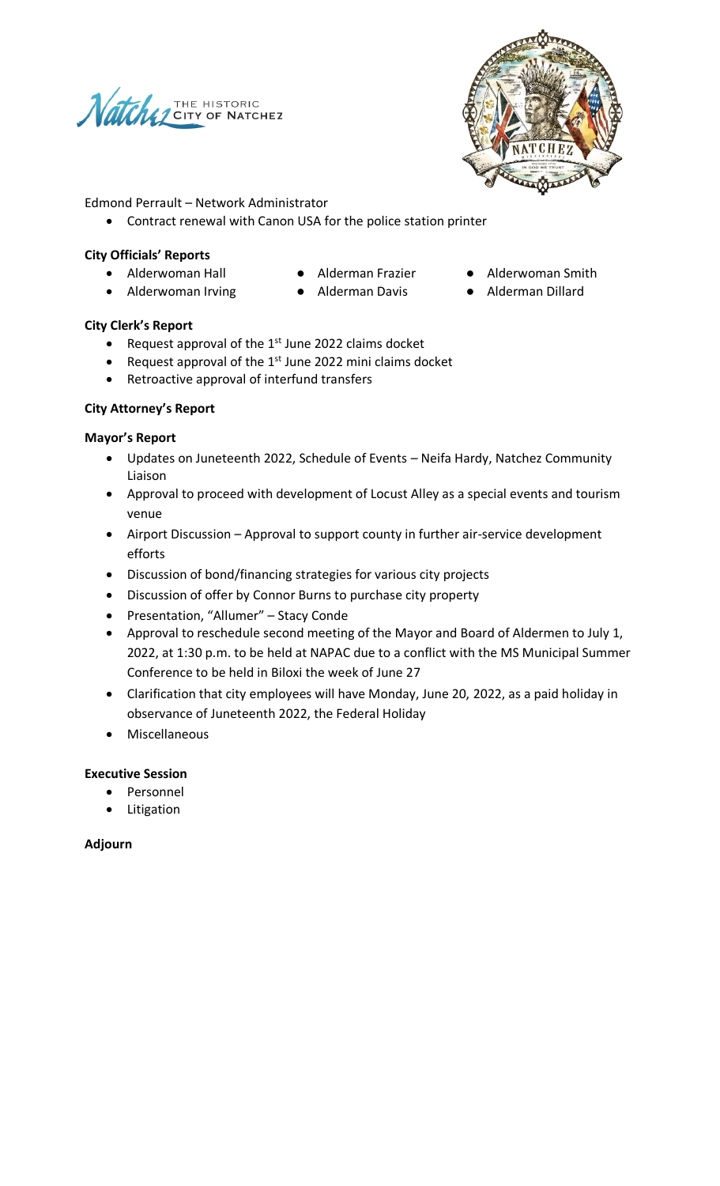Edmond Perrault – Network Administrator

- Contract renewal with Canon USA for the police station printer

**City Officials' Reports**

- Alderwoman Hall
- Alderwoman Irving
- Alderman Frazier
- Alderman Davis
- Alderwoman Smith
- Alderman Dillard

**City Clerk's Report**

- Request approval of the 1st June 2022 claims docket
- Request approval of the 1st June 2022 mini claims docket
- Retroactive approval of interfund transfers

**City Attorney's Report**

**Mayor's Report**

- Updates on Juneteenth 2022, Schedule of Events – Neifa Hardy, Natchez Community Liaison
- Approval to proceed with development of Locust Alley as a special events and tourism venue
- Airport Discussion – Approval to support county in further air-service development efforts
- Discussion of bond/financing strategies for various city projects
- Discussion of offer by Connor Burns to purchase city property
- Presentation, "Allumer" – Stacy Conde
- Approval to reschedule second meeting of the Mayor and Board of Aldermen to July 1, 2022, at 1:30 p.m. to be held at NAPAC due to a conflict with the MS Municipal Summer Conference to be held in Biloxi the week of June 27
- Clarification that city employees will have Monday, June 20, 2022, as a paid holiday in observance of Juneteenth 2022, the Federal Holiday
- Miscellaneous

**Executive Session**

- Personnel
- Litigation

**Adjourn**